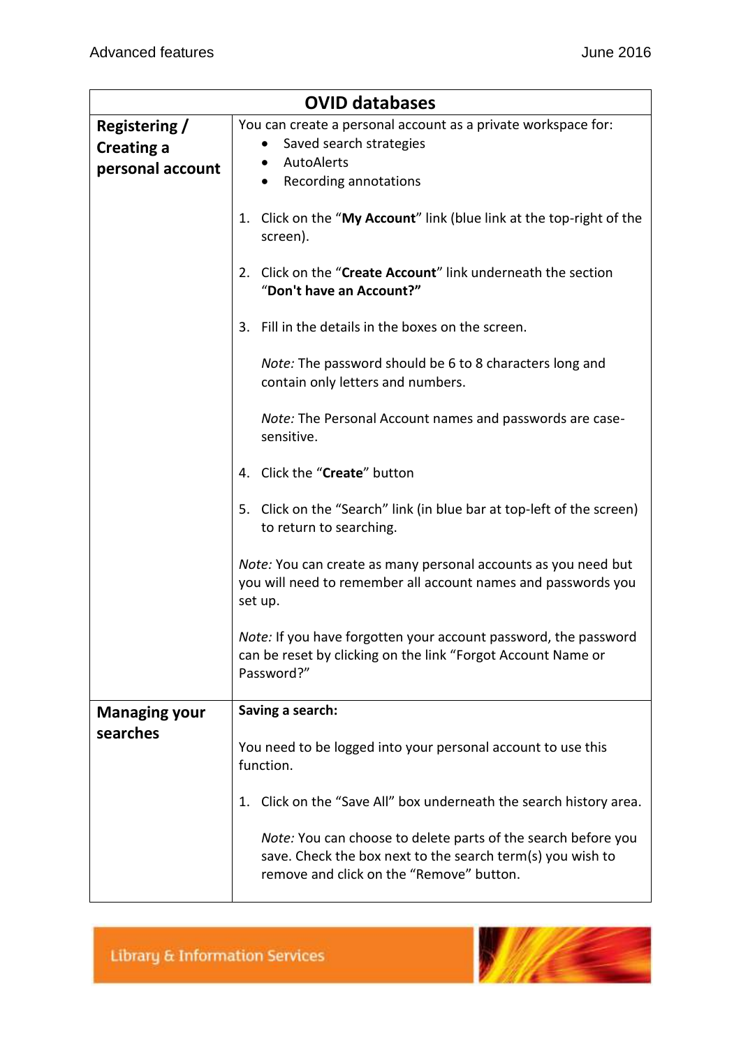# OVID databases

## Registering / Creating a personal account

You can create a personal account as a private workspace for:

- Saved search strategies
- AutoAlerts
- Recording annotations

1. Click on the "**My Account**" link (blue link at the top-right of the screen).

2. Click on the "**Create Account**" link underneath the section "**Don't have an Account?"**

3. Fill in the details in the boxes on the screen.

   *Note:* The password should be 6 to 8 characters long and contain only letters and numbers.

   *Note:* The Personal Account names and passwords are case-sensitive.

4. Click the "**Create**" button

5. Click on the "Search" link (in blue bar at top-left of the screen) to return to searching.

*Note:* You can create as many personal accounts as you need but you will need to remember all account names and passwords you set up.

*Note:* If you have forgotten your account password, the password can be reset by clicking on the link "Forgot Account Name or Password?"

## Managing your searches

**Saving a search:**

You need to be logged into your personal account to use this function.

1. Click on the "Save All" box underneath the search history area.

   *Note:* You can choose to delete parts of the search before you save. Check the box next to the search term(s) you wish to remove and click on the "Remove" button.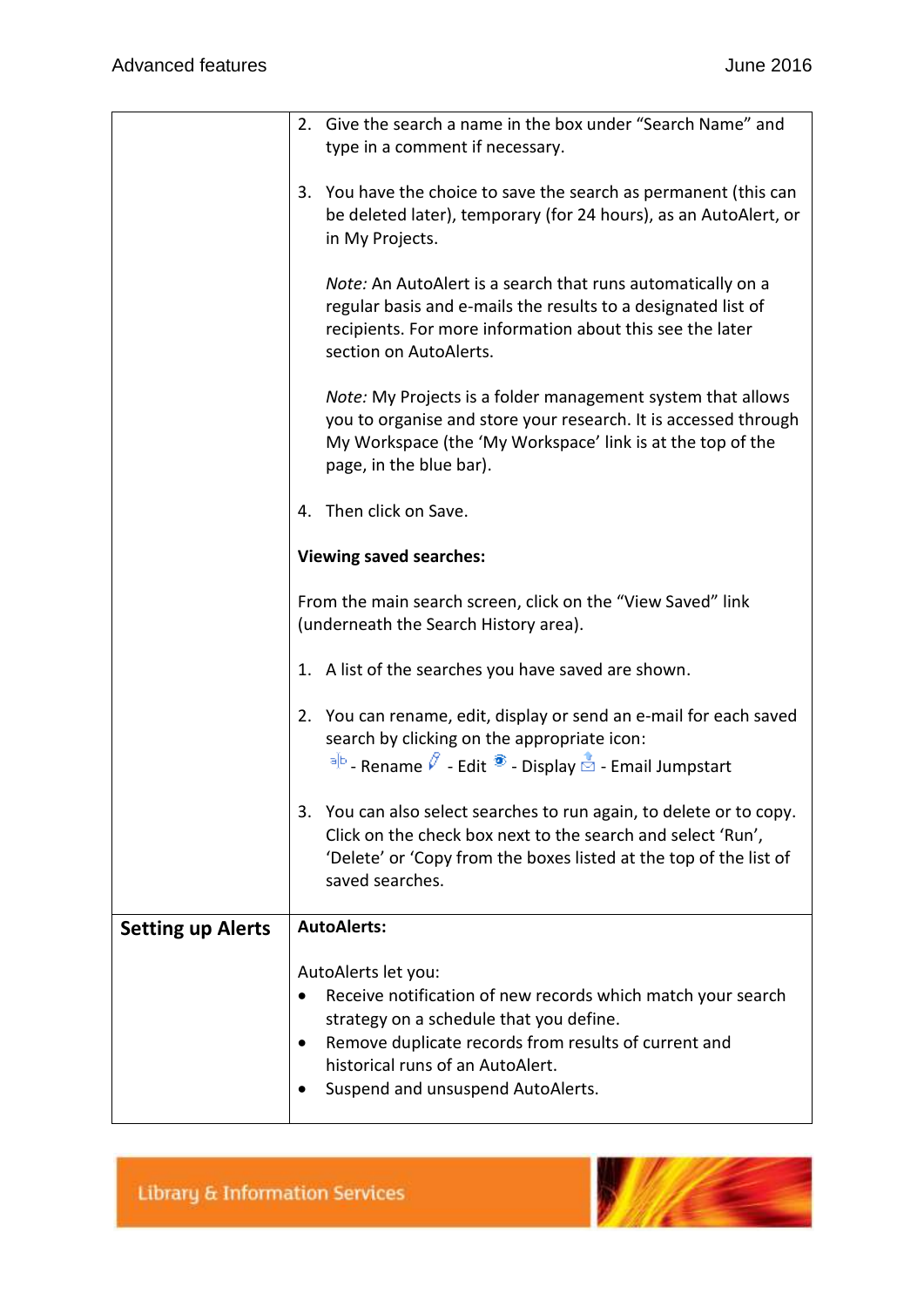| | |
|---|---|
| | 2. Give the search a name in the box under "Search Name" and type in a comment if necessary.<br><br>3. You have the choice to save the search as permanent (this can be deleted later), temporary (for 24 hours), as an AutoAlert, or in My Projects.<br><br>*Note:* An AutoAlert is a search that runs automatically on a regular basis and e-mails the results to a designated list of recipients. For more information about this see the later section on AutoAlerts.<br><br>*Note:* My Projects is a folder management system that allows you to organise and store your research. It is accessed through My Workspace (the 'My Workspace' link is at the top of the page, in the blue bar).<br><br>4. Then click on Save.<br><br>**Viewing saved searches:**<br><br>From the main search screen, click on the "View Saved" link (underneath the Search History area).<br><br>1. A list of the searches you have saved are shown.<br><br>2. You can rename, edit, display or send an e-mail for each saved search by clicking on the appropriate icon:<br>- Rename - Edit - Display - Email Jumpstart<br><br>3. You can also select searches to run again, to delete or to copy. Click on the check box next to the search and select 'Run', 'Delete' or 'Copy from the boxes listed at the top of the list of saved searches. |
| **Setting up Alerts** | **AutoAlerts:**<br><br>AutoAlerts let you:<br>• Receive notification of new records which match your search strategy on a schedule that you define.<br>• Remove duplicate records from results of current and historical runs of an AutoAlert.<br>• Suspend and unsuspend AutoAlerts. |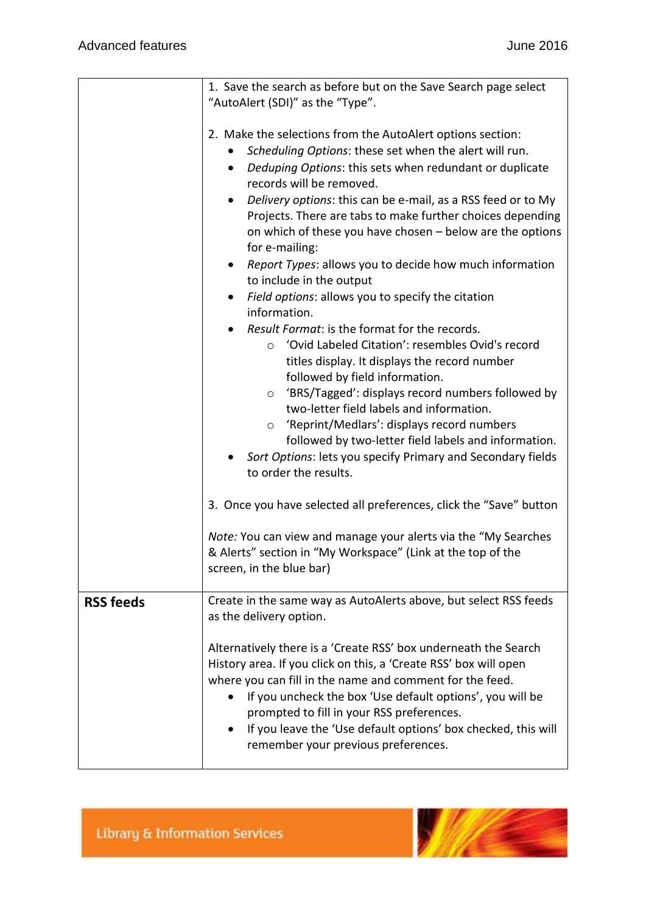| | |
|---|---|
| | 1. Save the search as before but on the Save Search page select "AutoAlert (SDI)" as the "Type".<br><br>2. Make the selections from the AutoAlert options section:<br>• *Scheduling Options*: these set when the alert will run.<br>• *Deduping Options*: this sets when redundant or duplicate records will be removed.<br>• *Delivery options*: this can be e-mail, as a RSS feed or to My Projects. There are tabs to make further choices depending on which of these you have chosen – below are the options for e-mailing:<br>• *Report Types*: allows you to decide how much information to include in the output<br>• *Field options*: allows you to specify the citation information.<br>• *Result Format*: is the format for the records.<br>  ○ 'Ovid Labeled Citation': resembles Ovid's record titles display. It displays the record number followed by field information.<br>  ○ 'BRS/Tagged': displays record numbers followed by two-letter field labels and information.<br>  ○ 'Reprint/Medlars': displays record numbers followed by two-letter field labels and information.<br>• *Sort Options*: lets you specify Primary and Secondary fields to order the results.<br><br>3. Once you have selected all preferences, click the "Save" button<br><br>*Note:* You can view and manage your alerts via the "My Searches & Alerts" section in "My Workspace" (Link at the top of the screen, in the blue bar) |
| **RSS feeds** | Create in the same way as AutoAlerts above, but select RSS feeds as the delivery option.<br><br>Alternatively there is a 'Create RSS' box underneath the Search History area. If you click on this, a 'Create RSS' box will open where you can fill in the name and comment for the feed.<br>• If you uncheck the box 'Use default options', you will be prompted to fill in your RSS preferences.<br>• If you leave the 'Use default options' box checked, this will remember your previous preferences. |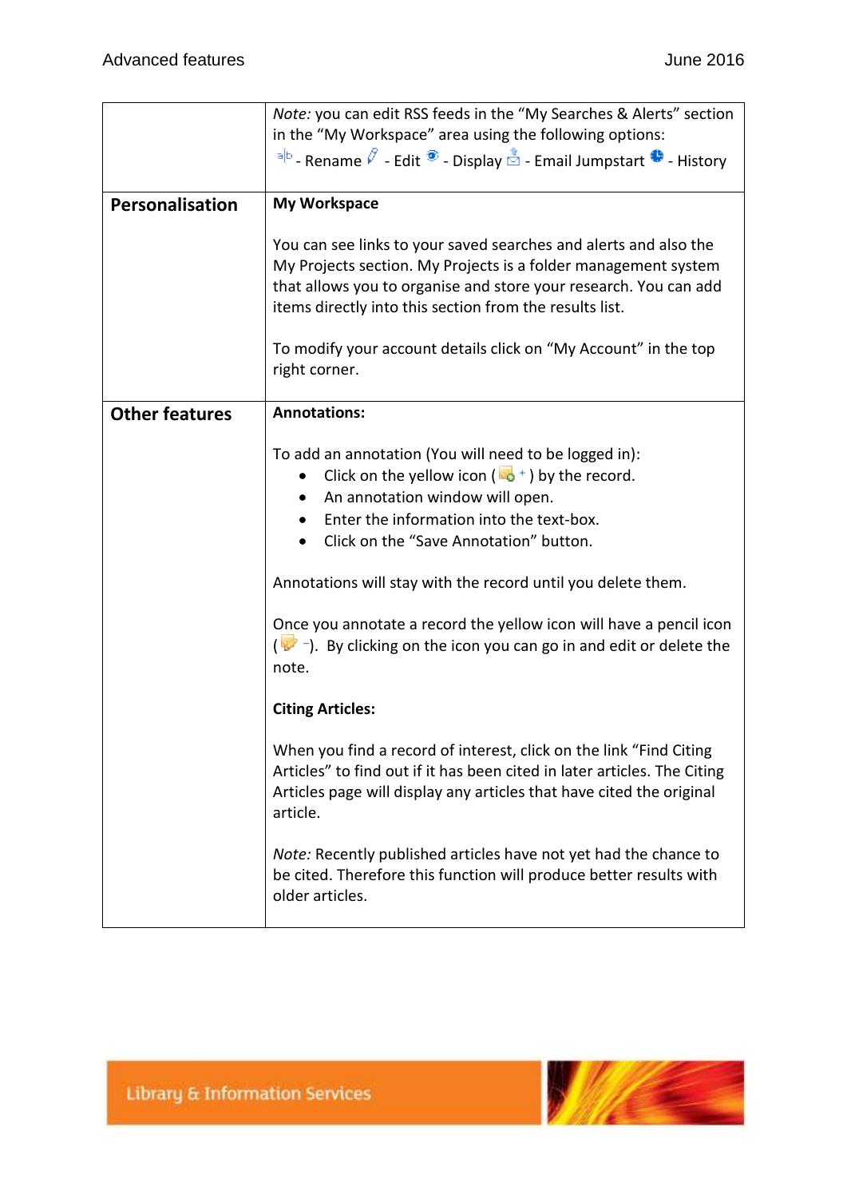| | |
|---|---|
| | *Note:* you can edit RSS feeds in the "My Searches & Alerts" section in the "My Workspace" area using the following options: - Rename - Edit - Display - Email Jumpstart - History |
| **Personalisation** | **My Workspace**<br><br>You can see links to your saved searches and alerts and also the My Projects section. My Projects is a folder management system that allows you to organise and store your research. You can add items directly into this section from the results list.<br><br>To modify your account details click on "My Account" in the top right corner. |
| **Other features** | **Annotations:**<br><br>To add an annotation (You will need to be logged in):<br>• Click on the yellow icon ( ) by the record.<br>• An annotation window will open.<br>• Enter the information into the text-box.<br>• Click on the "Save Annotation" button.<br><br>Annotations will stay with the record until you delete them.<br><br>Once you annotate a record the yellow icon will have a pencil icon ( ). By clicking on the icon you can go in and edit or delete the note.<br><br>**Citing Articles:**<br><br>When you find a record of interest, click on the link "Find Citing Articles" to find out if it has been cited in later articles. The Citing Articles page will display any articles that have cited the original article.<br><br>*Note:* Recently published articles have not yet had the chance to be cited. Therefore this function will produce better results with older articles. |